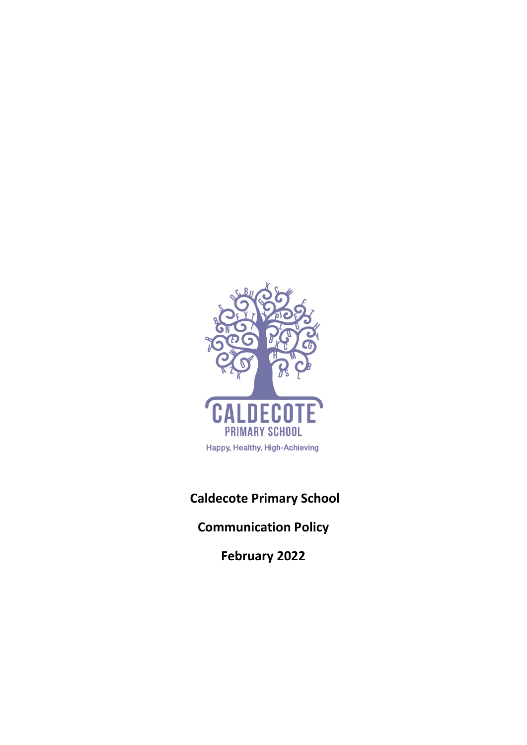**Caldecote Primary School**

**Communication Policy**

**February 2022**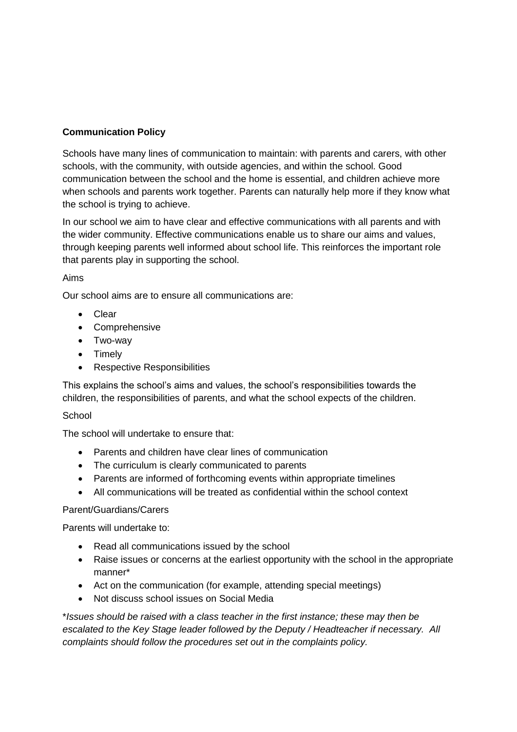**Communication Policy**

Schools have many lines of communication to maintain: with parents and carers, with other schools, with the community, with outside agencies, and within the school. Good communication between the school and the home is essential, and children achieve more when schools and parents work together. Parents can naturally help more if they know what the school is trying to achieve.

In our school we aim to have clear and effective communications with all parents and with the wider community. Effective communications enable us to share our aims and values, through keeping parents well informed about school life. This reinforces the important role that parents play in supporting the school.

Aims

Our school aims are to ensure all communications are:

- Clear
- Comprehensive
- Two-way
- Timely
- Respective Responsibilities

This explains the school's aims and values, the school's responsibilities towards the children, the responsibilities of parents, and what the school expects of the children.

School

The school will undertake to ensure that:

- Parents and children have clear lines of communication
- The curriculum is clearly communicated to parents
- Parents are informed of forthcoming events within appropriate timelines
- All communications will be treated as confidential within the school context

Parent/Guardians/Carers

Parents will undertake to:

- Read all communications issued by the school
- Raise issues or concerns at the earliest opportunity with the school in the appropriate manner*
- Act on the communication (for example, attending special meetings)
- Not discuss school issues on Social Media

**Issues should be raised with a class teacher in the first instance; these may then be escalated to the Key Stage leader followed by the Deputy / Headteacher if necessary. All complaints should follow the procedures set out in the complaints policy.*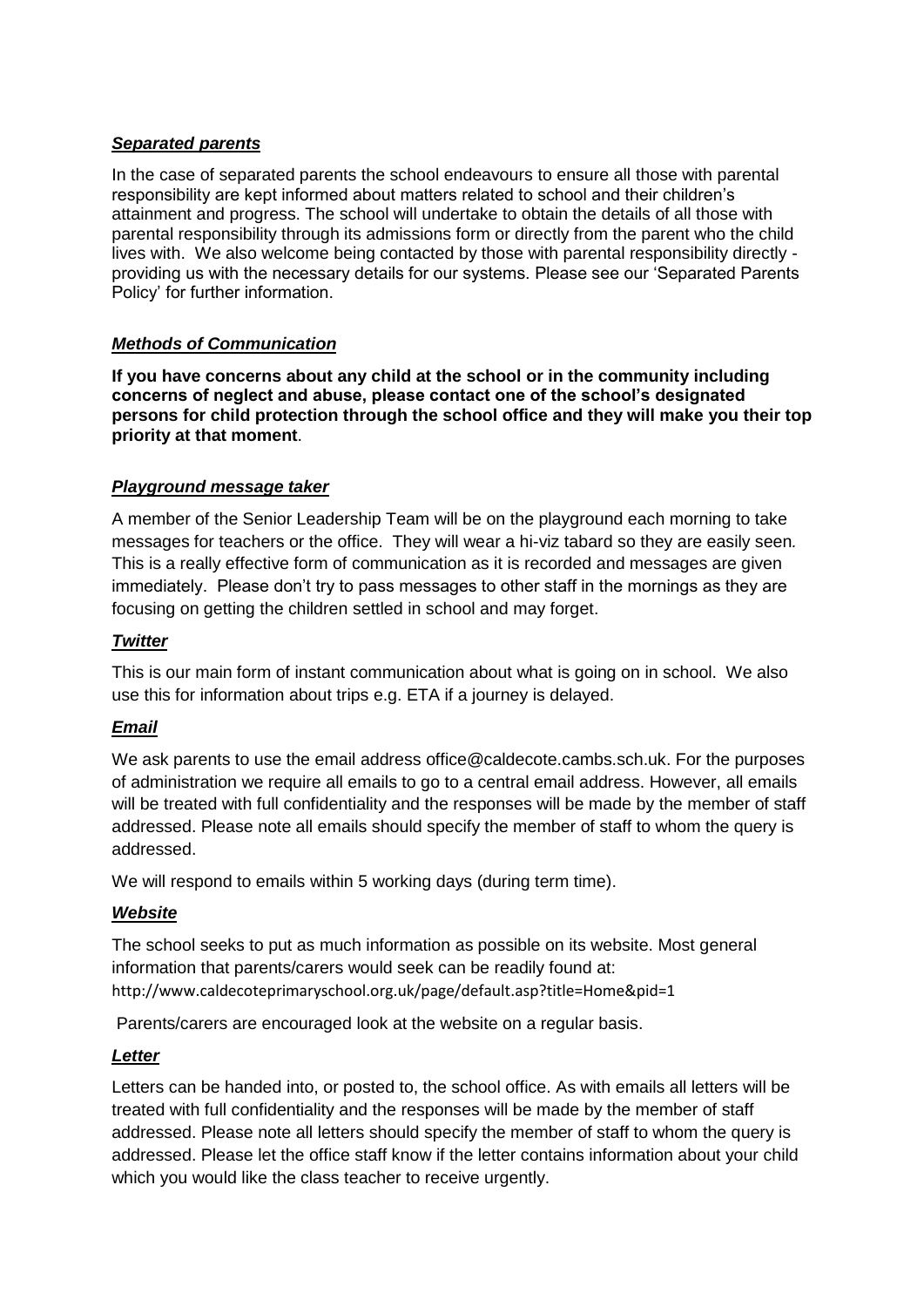***Separated parents***

In the case of separated parents the school endeavours to ensure all those with parental responsibility are kept informed about matters related to school and their children's attainment and progress. The school will undertake to obtain the details of all those with parental responsibility through its admissions form or directly from the parent who the child lives with. We also welcome being contacted by those with parental responsibility directly - providing us with the necessary details for our systems. Please see our 'Separated Parents Policy' for further information.

***Methods of Communication***

**If you have concerns about any child at the school or in the community including concerns of neglect and abuse, please contact one of the school's designated persons for child protection through the school office and they will make you their top priority at that moment**.

***Playground message taker***

A member of the Senior Leadership Team will be on the playground each morning to take messages for teachers or the office. They will wear a hi-viz tabard so they are easily seen. This is a really effective form of communication as it is recorded and messages are given immediately. Please don't try to pass messages to other staff in the mornings as they are focusing on getting the children settled in school and may forget.

***Twitter***

This is our main form of instant communication about what is going on in school. We also use this for information about trips e.g. ETA if a journey is delayed.

***Email***

We ask parents to use the email address office@caldecote.cambs.sch.uk. For the purposes of administration we require all emails to go to a central email address. However, all emails will be treated with full confidentiality and the responses will be made by the member of staff addressed. Please note all emails should specify the member of staff to whom the query is addressed.

We will respond to emails within 5 working days (during term time).

***Website***

The school seeks to put as much information as possible on its website. Most general information that parents/carers would seek can be readily found at:
http://www.caldecoteprimaryschool.org.uk/page/default.asp?title=Home&pid=1

Parents/carers are encouraged look at the website on a regular basis.

***Letter***

Letters can be handed into, or posted to, the school office. As with emails all letters will be treated with full confidentiality and the responses will be made by the member of staff addressed. Please note all letters should specify the member of staff to whom the query is addressed. Please let the office staff know if the letter contains information about your child which you would like the class teacher to receive urgently.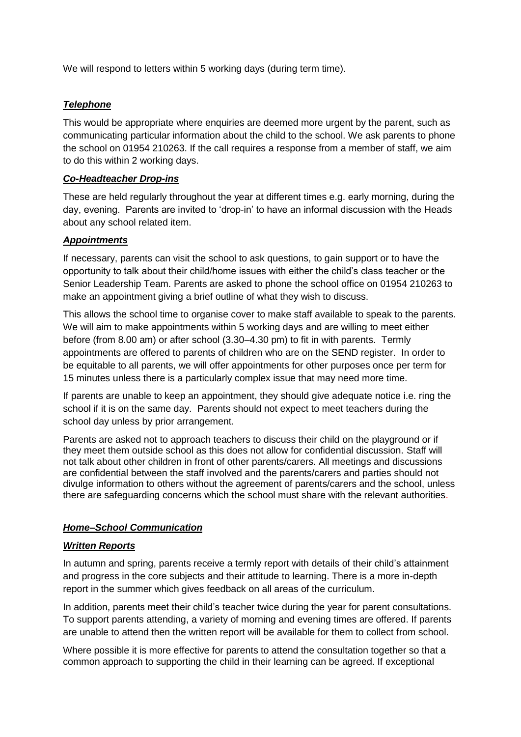We will respond to letters within 5 working days (during term time).

***Telephone***

This would be appropriate where enquiries are deemed more urgent by the parent, such as communicating particular information about the child to the school. We ask parents to phone the school on 01954 210263. If the call requires a response from a member of staff, we aim to do this within 2 working days.

***Co-Headteacher Drop-ins***

These are held regularly throughout the year at different times e.g. early morning, during the day, evening. Parents are invited to 'drop-in' to have an informal discussion with the Heads about any school related item.

***Appointments***

If necessary, parents can visit the school to ask questions, to gain support or to have the opportunity to talk about their child/home issues with either the child's class teacher or the Senior Leadership Team. Parents are asked to phone the school office on 01954 210263 to make an appointment giving a brief outline of what they wish to discuss.

This allows the school time to organise cover to make staff available to speak to the parents. We will aim to make appointments within 5 working days and are willing to meet either before (from 8.00 am) or after school (3.30–4.30 pm) to fit in with parents. Termly appointments are offered to parents of children who are on the SEND register. In order to be equitable to all parents, we will offer appointments for other purposes once per term for 15 minutes unless there is a particularly complex issue that may need more time.

If parents are unable to keep an appointment, they should give adequate notice i.e. ring the school if it is on the same day. Parents should not expect to meet teachers during the school day unless by prior arrangement.

Parents are asked not to approach teachers to discuss their child on the playground or if they meet them outside school as this does not allow for confidential discussion. Staff will not talk about other children in front of other parents/carers. All meetings and discussions are confidential between the staff involved and the parents/carers and parties should not divulge information to others without the agreement of parents/carers and the school, unless there are safeguarding concerns which the school must share with the relevant authorities.

***Home–School Communication***

***Written Reports***

In autumn and spring, parents receive a termly report with details of their child's attainment and progress in the core subjects and their attitude to learning. There is a more in-depth report in the summer which gives feedback on all areas of the curriculum.

In addition, parents meet their child's teacher twice during the year for parent consultations. To support parents attending, a variety of morning and evening times are offered. If parents are unable to attend then the written report will be available for them to collect from school.

Where possible it is more effective for parents to attend the consultation together so that a common approach to supporting the child in their learning can be agreed. If exceptional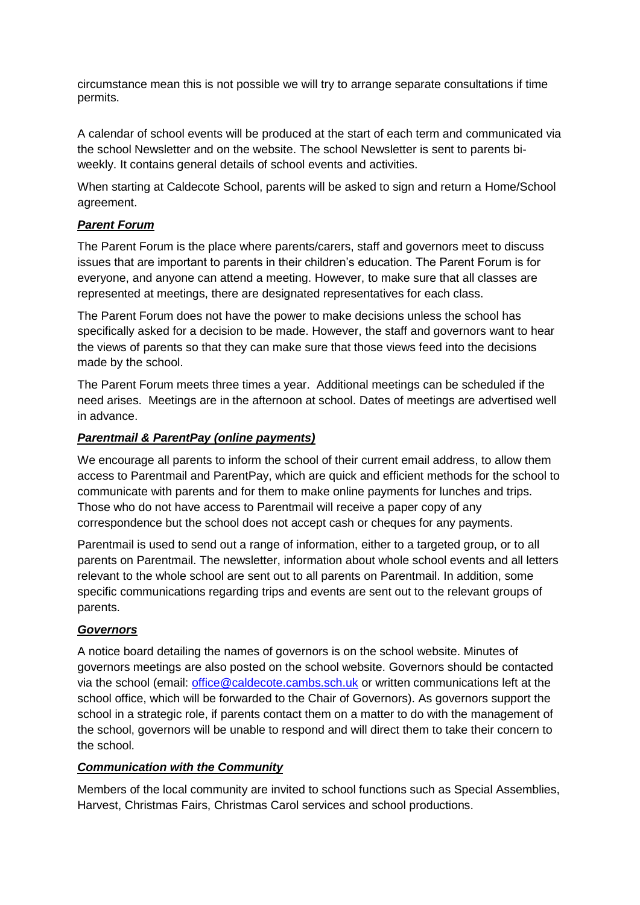circumstance mean this is not possible we will try to arrange separate consultations if time permits.

A calendar of school events will be produced at the start of each term and communicated via the school Newsletter and on the website. The school Newsletter is sent to parents bi-weekly. It contains general details of school events and activities.

When starting at Caldecote School, parents will be asked to sign and return a Home/School agreement.

***Parent Forum***

The Parent Forum is the place where parents/carers, staff and governors meet to discuss issues that are important to parents in their children's education. The Parent Forum is for everyone, and anyone can attend a meeting. However, to make sure that all classes are represented at meetings, there are designated representatives for each class.

The Parent Forum does not have the power to make decisions unless the school has specifically asked for a decision to be made. However, the staff and governors want to hear the views of parents so that they can make sure that those views feed into the decisions made by the school.

The Parent Forum meets three times a year. Additional meetings can be scheduled if the need arises. Meetings are in the afternoon at school. Dates of meetings are advertised well in advance.

***Parentmail & ParentPay (online payments)***

We encourage all parents to inform the school of their current email address, to allow them access to Parentmail and ParentPay, which are quick and efficient methods for the school to communicate with parents and for them to make online payments for lunches and trips. Those who do not have access to Parentmail will receive a paper copy of any correspondence but the school does not accept cash or cheques for any payments.

Parentmail is used to send out a range of information, either to a targeted group, or to all parents on Parentmail. The newsletter, information about whole school events and all letters relevant to the whole school are sent out to all parents on Parentmail. In addition, some specific communications regarding trips and events are sent out to the relevant groups of parents.

***Governors***

A notice board detailing the names of governors is on the school website. Minutes of governors meetings are also posted on the school website. Governors should be contacted via the school (email: [office@caldecote.cambs.sch.uk](mailto:office@caldecote.cambs.sch.uk) or written communications left at the school office, which will be forwarded to the Chair of Governors). As governors support the school in a strategic role, if parents contact them on a matter to do with the management of the school, governors will be unable to respond and will direct them to take their concern to the school.

***Communication with the Community***

Members of the local community are invited to school functions such as Special Assemblies, Harvest, Christmas Fairs, Christmas Carol services and school productions.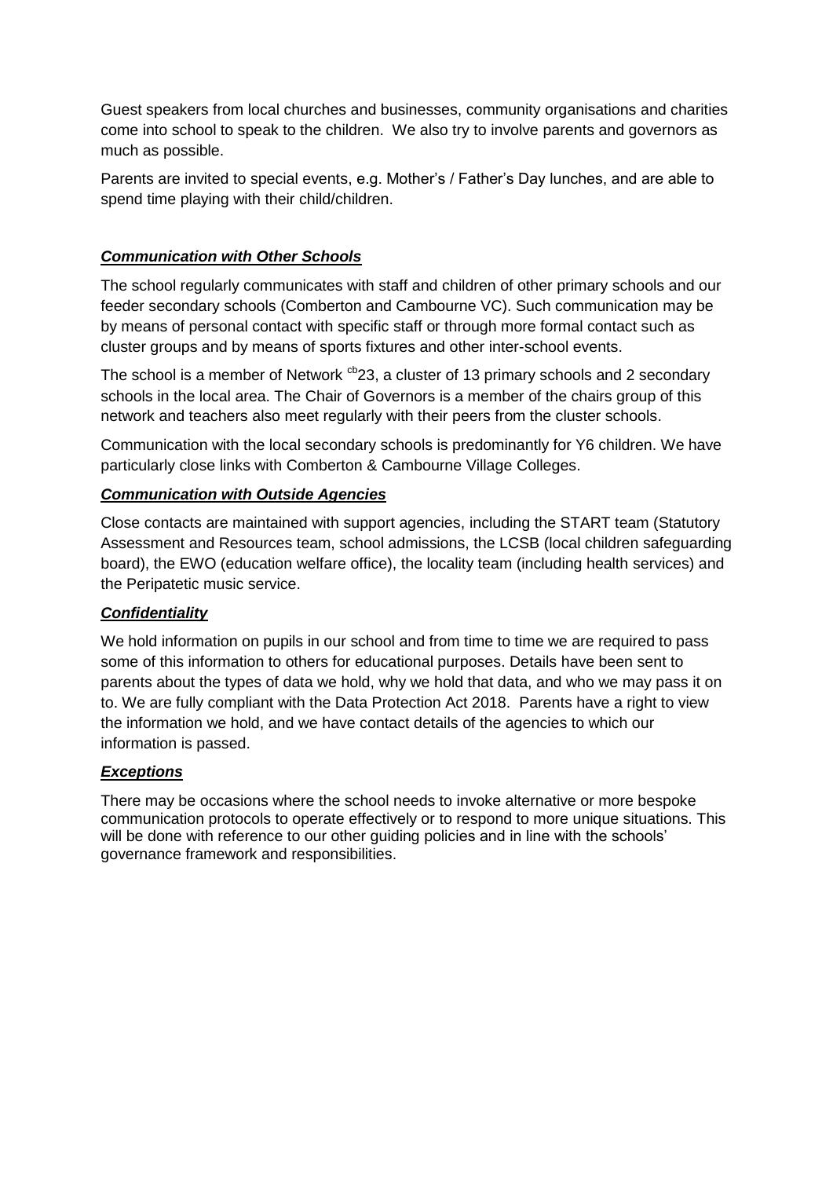Guest speakers from local churches and businesses, community organisations and charities come into school to speak to the children. We also try to involve parents and governors as much as possible.

Parents are invited to special events, e.g. Mother's / Father's Day lunches, and are able to spend time playing with their child/children.

### ***Communication with Other Schools***

The school regularly communicates with staff and children of other primary schools and our feeder secondary schools (Comberton and Cambourne VC). Such communication may be by means of personal contact with specific staff or through more formal contact such as cluster groups and by means of sports fixtures and other inter-school events.

The school is a member of Network [cb]23, a cluster of 13 primary schools and 2 secondary schools in the local area. The Chair of Governors is a member of the chairs group of this network and teachers also meet regularly with their peers from the cluster schools.

Communication with the local secondary schools is predominantly for Y6 children. We have particularly close links with Comberton & Cambourne Village Colleges.

### ***Communication with Outside Agencies***

Close contacts are maintained with support agencies, including the START team (Statutory Assessment and Resources team, school admissions, the LCSB (local children safeguarding board), the EWO (education welfare office), the locality team (including health services) and the Peripatetic music service.

### ***Confidentiality***

We hold information on pupils in our school and from time to time we are required to pass some of this information to others for educational purposes. Details have been sent to parents about the types of data we hold, why we hold that data, and who we may pass it on to. We are fully compliant with the Data Protection Act 2018. Parents have a right to view the information we hold, and we have contact details of the agencies to which our information is passed.

### ***Exceptions***

There may be occasions where the school needs to invoke alternative or more bespoke communication protocols to operate effectively or to respond to more unique situations. This will be done with reference to our other guiding policies and in line with the schools' governance framework and responsibilities.